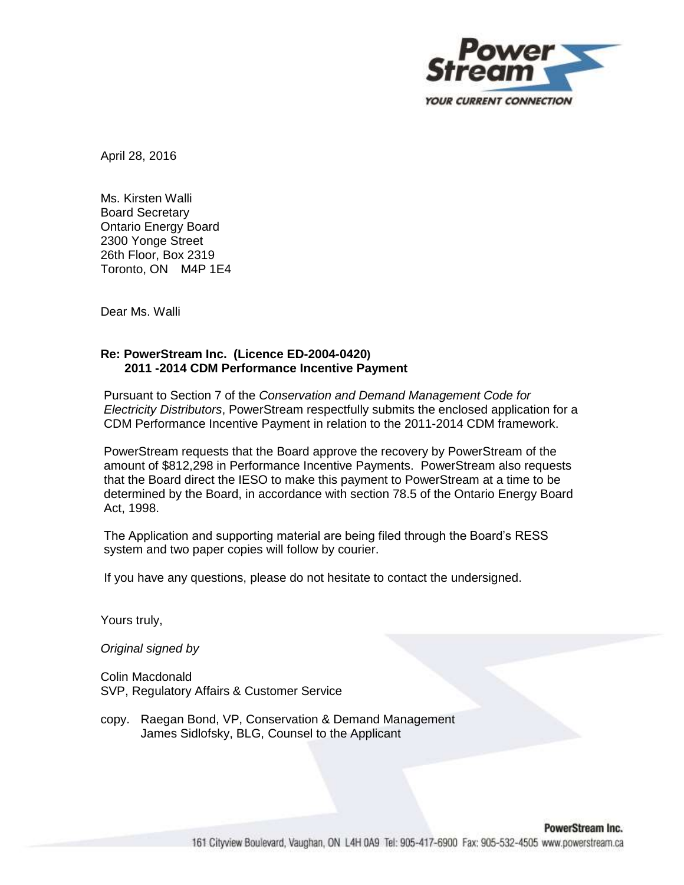April 28, 2016

Ms. Kirsten Walli
Board Secretary
Ontario Energy Board
2300 Yonge Street
26th Floor, Box 2319
Toronto, ON M4P 1E4

Dear Ms. Walli

**Re: PowerStream Inc. (Licence ED-2004-0420)**
**2011 -2014 CDM Performance Incentive Payment**

Pursuant to Section 7 of the *Conservation and Demand Management Code for Electricity Distributors*, PowerStream respectfully submits the enclosed application for a CDM Performance Incentive Payment in relation to the 2011-2014 CDM framework.

PowerStream requests that the Board approve the recovery by PowerStream of the amount of $812,298 in Performance Incentive Payments. PowerStream also requests that the Board direct the IESO to make this payment to PowerStream at a time to be determined by the Board, in accordance with section 78.5 of the Ontario Energy Board Act, 1998.

The Application and supporting material are being filed through the Board's RESS system and two paper copies will follow by courier.

If you have any questions, please do not hesitate to contact the undersigned.

Yours truly,

*Original signed by*

Colin Macdonald
SVP, Regulatory Affairs & Customer Service

copy. Raegan Bond, VP, Conservation & Demand Management
James Sidlofsky, BLG, Counsel to the Applicant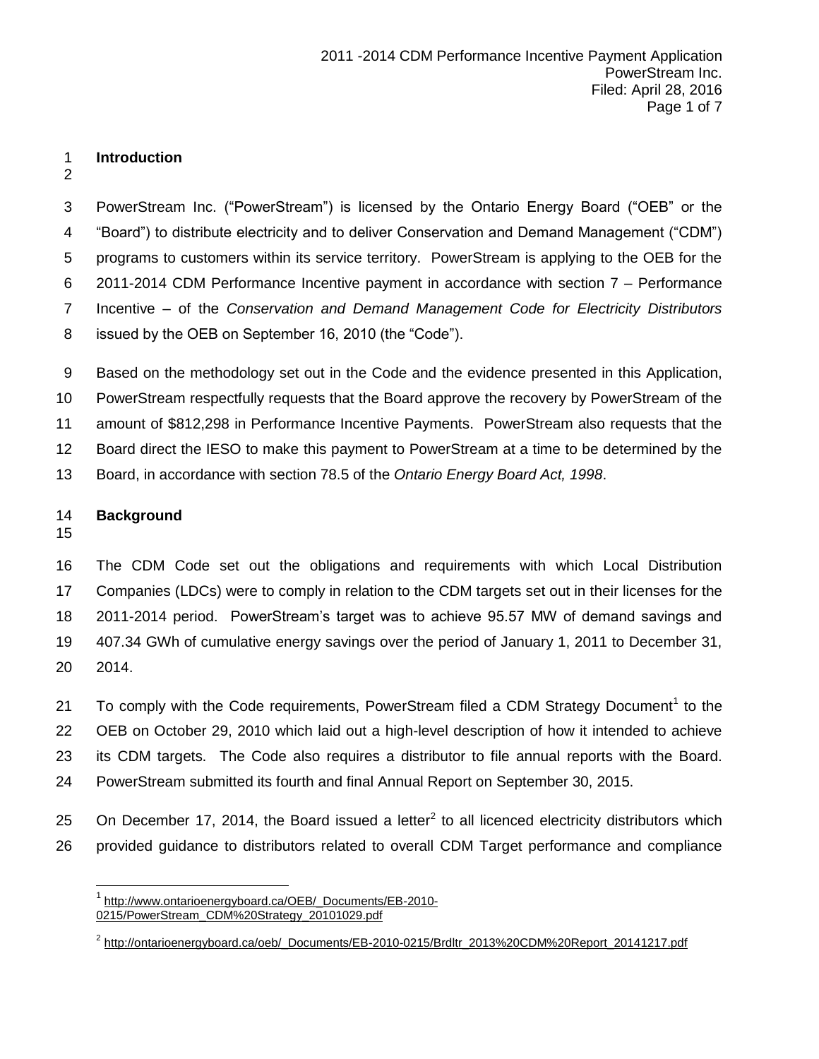## Introduction

PowerStream Inc. ("PowerStream") is licensed by the Ontario Energy Board ("OEB" or the "Board") to distribute electricity and to deliver Conservation and Demand Management ("CDM") programs to customers within its service territory. PowerStream is applying to the OEB for the 2011-2014 CDM Performance Incentive payment in accordance with section 7 – Performance Incentive – of the *Conservation and Demand Management Code for Electricity Distributors* issued by the OEB on September 16, 2010 (the "Code").

Based on the methodology set out in the Code and the evidence presented in this Application, PowerStream respectfully requests that the Board approve the recovery by PowerStream of the amount of $812,298 in Performance Incentive Payments. PowerStream also requests that the Board direct the IESO to make this payment to PowerStream at a time to be determined by the Board, in accordance with section 78.5 of the *Ontario Energy Board Act, 1998*.

## Background

The CDM Code set out the obligations and requirements with which Local Distribution Companies (LDCs) were to comply in relation to the CDM targets set out in their licenses for the 2011-2014 period. PowerStream's target was to achieve 95.57 MW of demand savings and 407.34 GWh of cumulative energy savings over the period of January 1, 2011 to December 31, 2014.

To comply with the Code requirements, PowerStream filed a CDM Strategy Document[1] to the OEB on October 29, 2010 which laid out a high-level description of how it intended to achieve its CDM targets. The Code also requires a distributor to file annual reports with the Board. PowerStream submitted its fourth and final Annual Report on September 30, 2015.

On December 17, 2014, the Board issued a letter[2] to all licenced electricity distributors which provided guidance to distributors related to overall CDM Target performance and compliance

---

[1] http://www.ontarioenergyboard.ca/OEB/_Documents/EB-2010-0215/PowerStream_CDM%20Strategy_20101029.pdf

[2] http://ontarioenergyboard.ca/oeb/_Documents/EB-2010-0215/Brdltr_2013%20CDM%20Report_20141217.pdf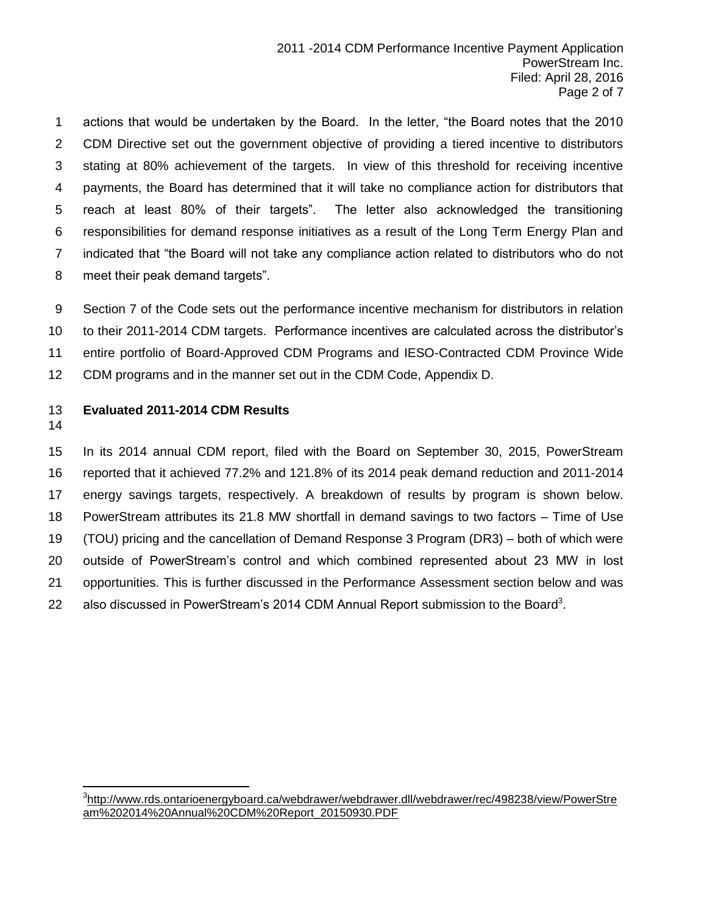actions that would be undertaken by the Board. In the letter, "the Board notes that the 2010 CDM Directive set out the government objective of providing a tiered incentive to distributors stating at 80% achievement of the targets. In view of this threshold for receiving incentive payments, the Board has determined that it will take no compliance action for distributors that reach at least 80% of their targets". The letter also acknowledged the transitioning responsibilities for demand response initiatives as a result of the Long Term Energy Plan and indicated that "the Board will not take any compliance action related to distributors who do not meet their peak demand targets".

Section 7 of the Code sets out the performance incentive mechanism for distributors in relation to their 2011-2014 CDM targets. Performance incentives are calculated across the distributor's entire portfolio of Board-Approved CDM Programs and IESO-Contracted CDM Province Wide CDM programs and in the manner set out in the CDM Code, Appendix D.

**Evaluated 2011-2014 CDM Results**

In its 2014 annual CDM report, filed with the Board on September 30, 2015, PowerStream reported that it achieved 77.2% and 121.8% of its 2014 peak demand reduction and 2011-2014 energy savings targets, respectively. A breakdown of results by program is shown below. PowerStream attributes its 21.8 MW shortfall in demand savings to two factors – Time of Use (TOU) pricing and the cancellation of Demand Response 3 Program (DR3) – both of which were outside of PowerStream's control and which combined represented about 23 MW in lost opportunities. This is further discussed in the Performance Assessment section below and was also discussed in PowerStream's 2014 CDM Annual Report submission to the Board[3].

[3] http://www.rds.ontarioenergyboard.ca/webdrawer/webdrawer.dll/webdrawer/rec/498238/view/PowerStream%202014%20Annual%20CDM%20Report_20150930.PDF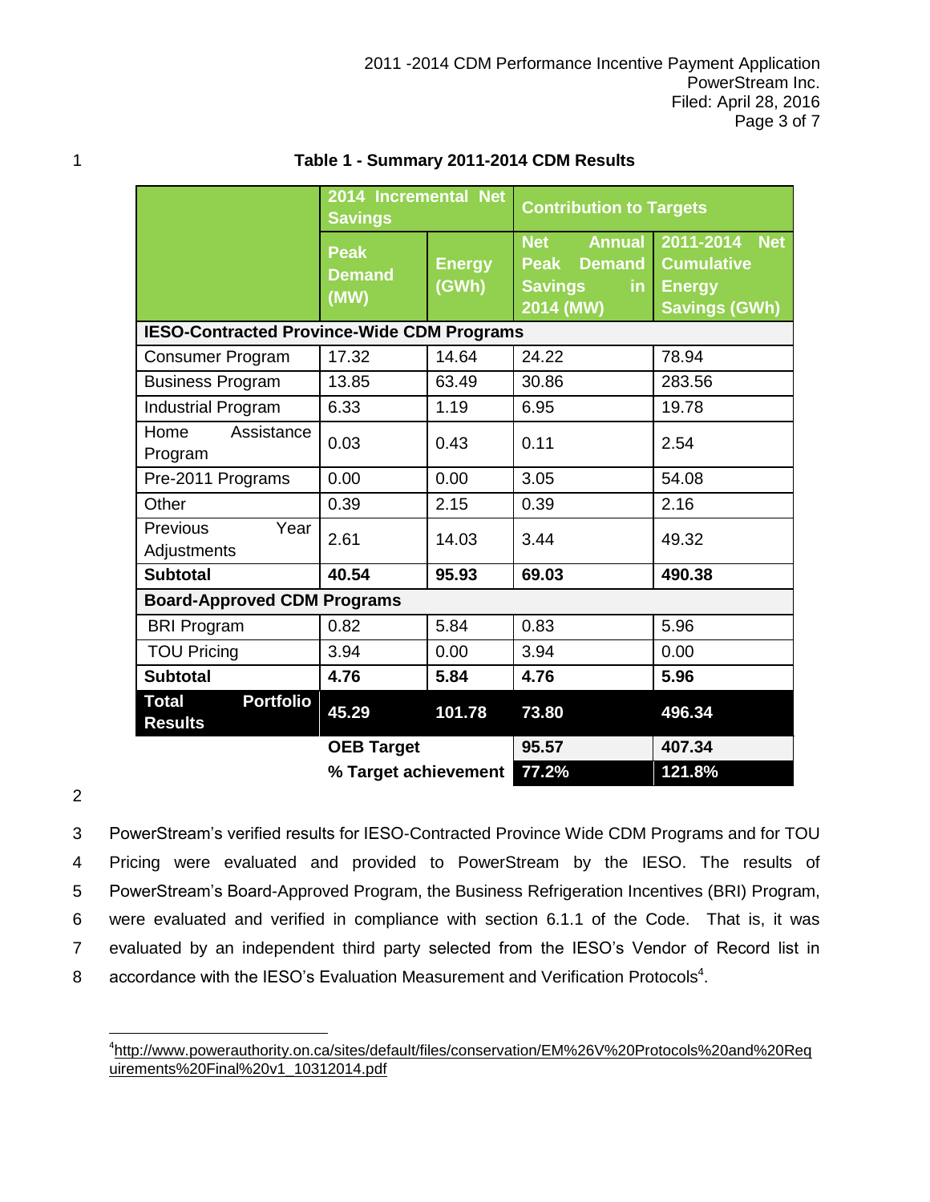**Table 1 - Summary 2011-2014 CDM Results**

| | 2014 Incremental Net Savings | | Contribution to Targets | |
|---|---|---|---|---|
| | Peak Demand (MW) | Energy (GWh) | Net Annual Peak Demand Savings in 2014 (MW) | 2011-2014 Net Cumulative Energy Savings (GWh) |
| **IESO-Contracted Province-Wide CDM Programs** | | | | |
| Consumer Program | 17.32 | 14.64 | 24.22 | 78.94 |
| Business Program | 13.85 | 63.49 | 30.86 | 283.56 |
| Industrial Program | 6.33 | 1.19 | 6.95 | 19.78 |
| Home Assistance Program | 0.03 | 0.43 | 0.11 | 2.54 |
| Pre-2011 Programs | 0.00 | 0.00 | 3.05 | 54.08 |
| Other | 0.39 | 2.15 | 0.39 | 2.16 |
| Previous Year Adjustments | 2.61 | 14.03 | 3.44 | 49.32 |
| **Subtotal** | **40.54** | **95.93** | **69.03** | **490.38** |
| **Board-Approved CDM Programs** | | | | |
| BRI Program | 0.82 | 5.84 | 0.83 | 5.96 |
| TOU Pricing | 3.94 | 0.00 | 3.94 | 0.00 |
| **Subtotal** | **4.76** | **5.84** | **4.76** | **5.96** |
| **Total Portfolio Results** | **45.29** | **101.78** | **73.80** | **496.34** |
| | **OEB Target** | | **95.57** | **407.34** |
| | **% Target achievement** | | **77.2%** | **121.8%** |

PowerStream's verified results for IESO-Contracted Province Wide CDM Programs and for TOU Pricing were evaluated and provided to PowerStream by the IESO. The results of PowerStream's Board-Approved Program, the Business Refrigeration Incentives (BRI) Program, were evaluated and verified in compliance with section 6.1.1 of the Code. That is, it was evaluated by an independent third party selected from the IESO's Vendor of Record list in accordance with the IESO's Evaluation Measurement and Verification Protocols[4].

[4] http://www.powerauthority.on.ca/sites/default/files/conservation/EM%26V%20Protocols%20and%20Requirements%20Final%20v1_10312014.pdf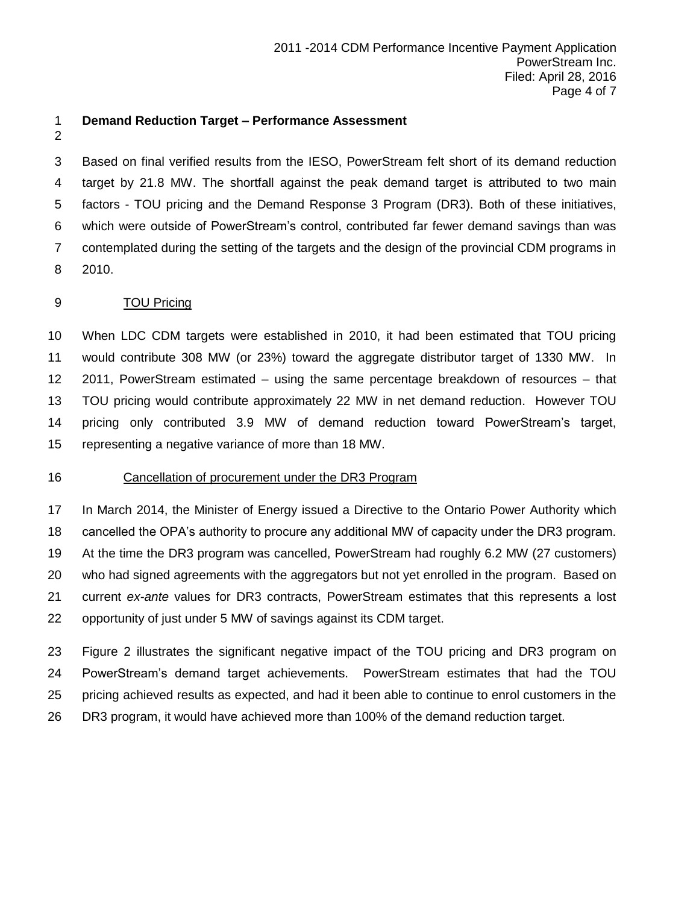**Demand Reduction Target – Performance Assessment**

Based on final verified results from the IESO, PowerStream felt short of its demand reduction target by 21.8 MW. The shortfall against the peak demand target is attributed to two main factors - TOU pricing and the Demand Response 3 Program (DR3). Both of these initiatives, which were outside of PowerStream's control, contributed far fewer demand savings than was contemplated during the setting of the targets and the design of the provincial CDM programs in 2010.

<u>TOU Pricing</u>

When LDC CDM targets were established in 2010, it had been estimated that TOU pricing would contribute 308 MW (or 23%) toward the aggregate distributor target of 1330 MW. In 2011, PowerStream estimated – using the same percentage breakdown of resources – that TOU pricing would contribute approximately 22 MW in net demand reduction. However TOU pricing only contributed 3.9 MW of demand reduction toward PowerStream's target, representing a negative variance of more than 18 MW.

<u>Cancellation of procurement under the DR3 Program</u>

In March 2014, the Minister of Energy issued a Directive to the Ontario Power Authority which cancelled the OPA's authority to procure any additional MW of capacity under the DR3 program. At the time the DR3 program was cancelled, PowerStream had roughly 6.2 MW (27 customers) who had signed agreements with the aggregators but not yet enrolled in the program. Based on current *ex-ante* values for DR3 contracts, PowerStream estimates that this represents a lost opportunity of just under 5 MW of savings against its CDM target.

Figure 2 illustrates the significant negative impact of the TOU pricing and DR3 program on PowerStream's demand target achievements. PowerStream estimates that had the TOU pricing achieved results as expected, and had it been able to continue to enrol customers in the DR3 program, it would have achieved more than 100% of the demand reduction target.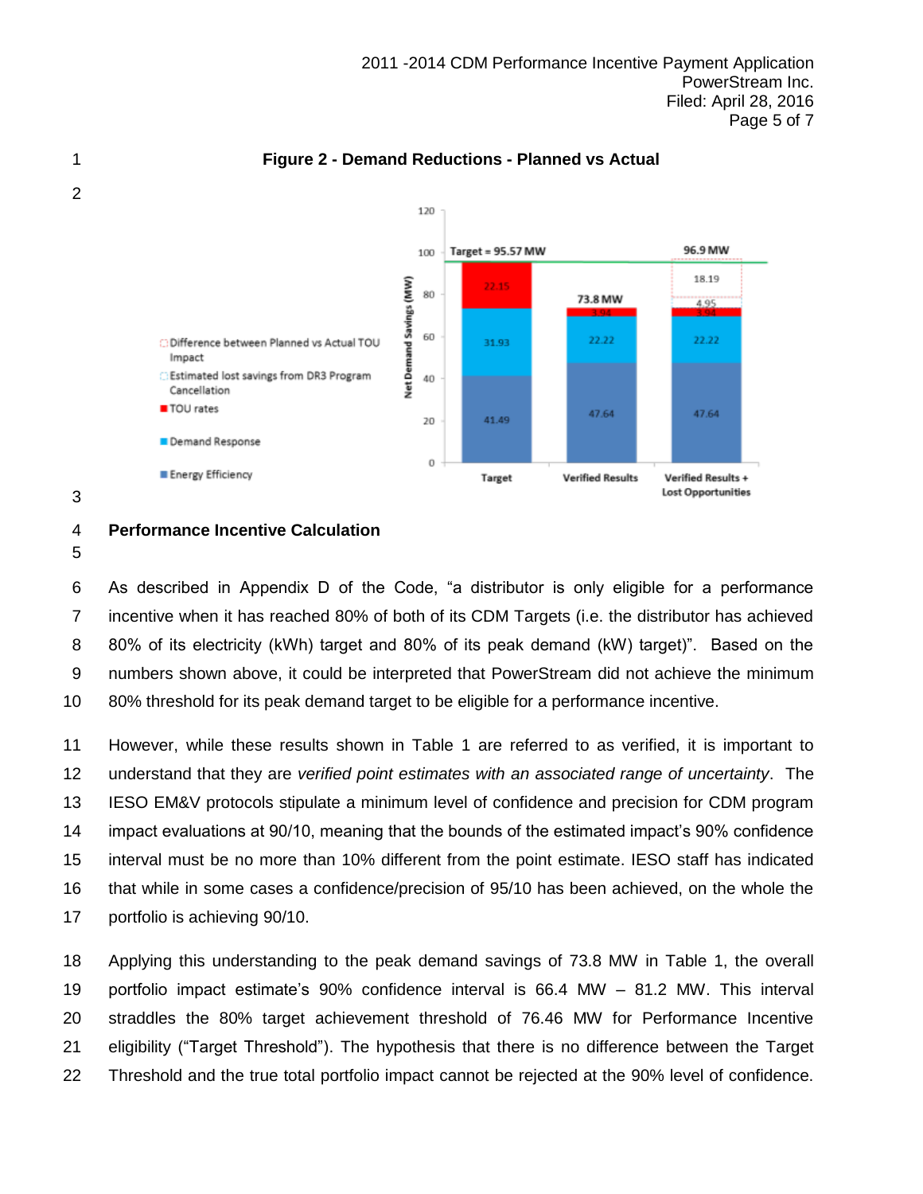**Figure 2 - Demand Reductions - Planned vs Actual**

Target = 95.57 MW
96.9 MW
73.8 MW
120
100
80
60
40
20
0
Net Demand Savings (MW)
22.15
31.93
41.49
3.94
22.22
47.64
18.19
4.95
3.94
22.22
47.64
Target
Verified Results
Verified Results + Lost Opportunities
Difference between Planned vs Actual TOU Impact
Estimated lost savings from DR3 Program Cancellation
TOU rates
Demand Response
Energy Efficiency

## Performance Incentive Calculation

As described in Appendix D of the Code, "a distributor is only eligible for a performance incentive when it has reached 80% of both of its CDM Targets (i.e. the distributor has achieved 80% of its electricity (kWh) target and 80% of its peak demand (kW) target)". Based on the numbers shown above, it could be interpreted that PowerStream did not achieve the minimum 80% threshold for its peak demand target to be eligible for a performance incentive.

However, while these results shown in Table 1 are referred to as verified, it is important to understand that they are *verified point estimates with an associated range of uncertainty*. The IESO EM&V protocols stipulate a minimum level of confidence and precision for CDM program impact evaluations at 90/10, meaning that the bounds of the estimated impact's 90% confidence interval must be no more than 10% different from the point estimate. IESO staff has indicated that while in some cases a confidence/precision of 95/10 has been achieved, on the whole the portfolio is achieving 90/10.

Applying this understanding to the peak demand savings of 73.8 MW in Table 1, the overall portfolio impact estimate's 90% confidence interval is 66.4 MW – 81.2 MW. This interval straddles the 80% target achievement threshold of 76.46 MW for Performance Incentive eligibility ("Target Threshold"). The hypothesis that there is no difference between the Target Threshold and the true total portfolio impact cannot be rejected at the 90% level of confidence.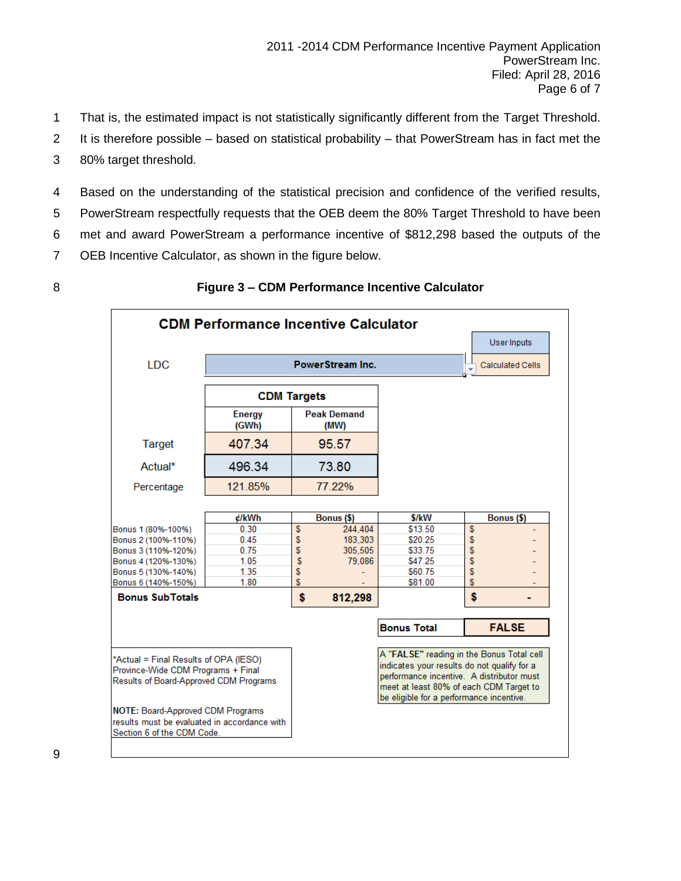That is, the estimated impact is not statistically significantly different from the Target Threshold. It is therefore possible – based on statistical probability – that PowerStream has in fact met the 80% target threshold.

Based on the understanding of the statistical precision and confidence of the verified results, PowerStream respectfully requests that the OEB deem the 80% Target Threshold to have been met and award PowerStream a performance incentive of $812,298 based the outputs of the OEB Incentive Calculator, as shown in the figure below.

**Figure 3 – CDM Performance Incentive Calculator**

## CDM Performance Incentive Calculator

User Inputs

Calculated Cells

LDC: **PowerStream Inc.**

| | CDM Targets | |
|---|---|---|
| | Energy (GWh) | Peak Demand (MW) |
| Target | 407.34 | 95.57 |
| Actual* | 496.34 | 73.80 |
| Percentage | 121.85% | 77.22% |

| | ¢/kWh | Bonus ($) | $/kW | Bonus ($) |
|---|---|---|---|---|
| Bonus 1 (80%-100%) | 0.30 | $ 244,404 | $13.50 | $ - |
| Bonus 2 (100%-110%) | 0.45 | $ 183,303 | $20.25 | $ - |
| Bonus 3 (110%-120%) | 0.75 | $ 305,505 | $33.75 | $ - |
| Bonus 4 (120%-130%) | 1.05 | $ 79,086 | $47.25 | $ - |
| Bonus 5 (130%-140%) | 1.35 | $ - | $60.75 | $ - |
| Bonus 6 (140%-150%) | 1.80 | $ - | $81.00 | $ - |
| **Bonus SubTotals** | | **$ 812,298** | | **$ -** |

| | |
|---|---|
| **Bonus Total** | **FALSE** |

*Actual = Final Results of OPA (IESO) Province-Wide CDM Programs + Final Results of Board-Approved CDM Programs

**NOTE:** Board-Approved CDM Programs results must be evaluated in accordance with Section 6 of the CDM Code.

A **"FALSE"** reading in the Bonus Total cell indicates your results do not qualify for a performance incentive. A distributor must meet at least 80% of each CDM Target to be eligible for a performance incentive.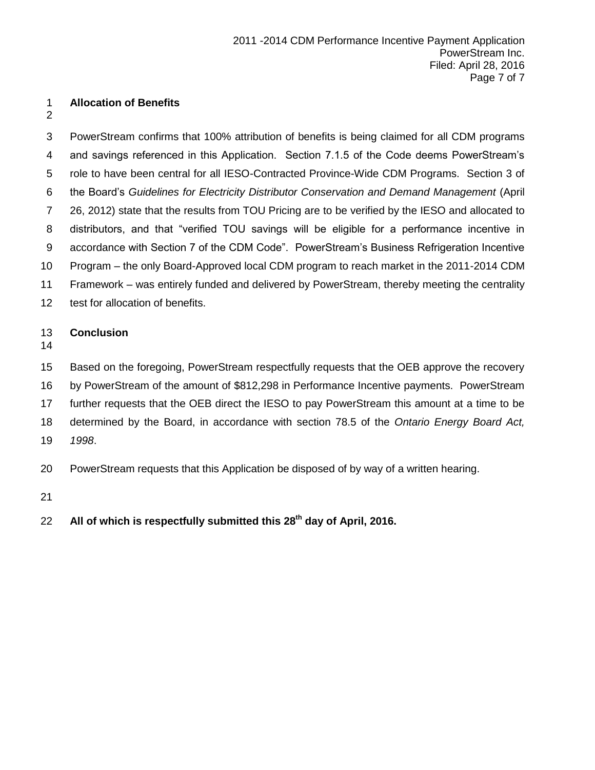## Allocation of Benefits

PowerStream confirms that 100% attribution of benefits is being claimed for all CDM programs and savings referenced in this Application. Section 7.1.5 of the Code deems PowerStream's role to have been central for all IESO-Contracted Province-Wide CDM Programs. Section 3 of the Board's *Guidelines for Electricity Distributor Conservation and Demand Management* (April 26, 2012) state that the results from TOU Pricing are to be verified by the IESO and allocated to distributors, and that "verified TOU savings will be eligible for a performance incentive in accordance with Section 7 of the CDM Code". PowerStream's Business Refrigeration Incentive Program – the only Board-Approved local CDM program to reach market in the 2011-2014 CDM Framework – was entirely funded and delivered by PowerStream, thereby meeting the centrality test for allocation of benefits.

## Conclusion

Based on the foregoing, PowerStream respectfully requests that the OEB approve the recovery by PowerStream of the amount of $812,298 in Performance Incentive payments. PowerStream further requests that the OEB direct the IESO to pay PowerStream this amount at a time to be determined by the Board, in accordance with section 78.5 of the *Ontario Energy Board Act, 1998*.

PowerStream requests that this Application be disposed of by way of a written hearing.

**All of which is respectfully submitted this 28th day of April, 2016.**